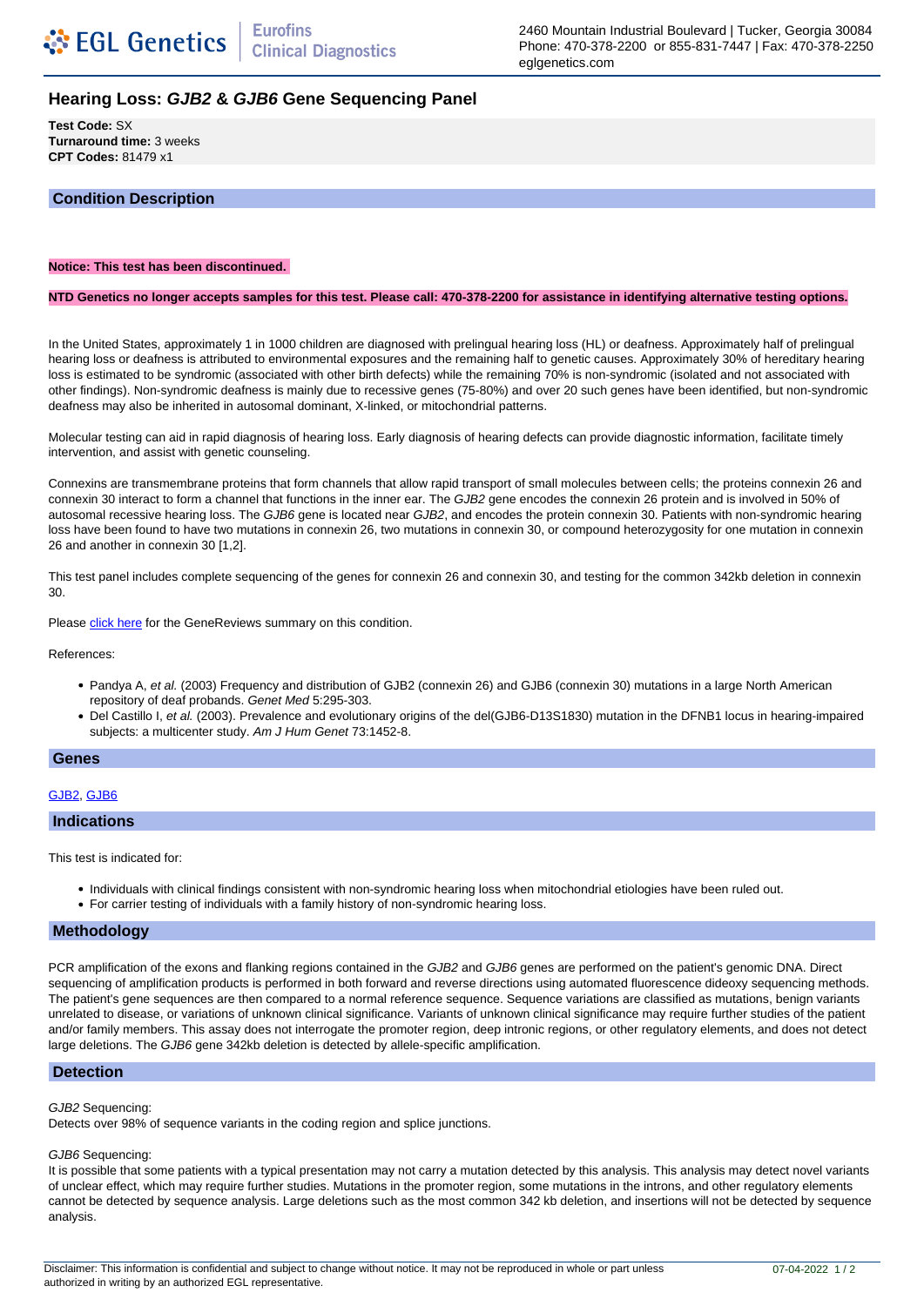# Hearing Loss: *GJB2* & *GJB6* Gene Sequencing Panel

**Test Code:** SX
**Turnaround time:** 3 weeks
**CPT Codes:** 81479 x1

## Condition Description

**Notice: This test has been discontinued.**

**NTD Genetics no longer accepts samples for this test. Please call: 470-378-2200 for assistance in identifying alternative testing options.**

In the United States, approximately 1 in 1000 children are diagnosed with prelingual hearing loss (HL) or deafness. Approximately half of prelingual hearing loss or deafness is attributed to environmental exposures and the remaining half to genetic causes. Approximately 30% of hereditary hearing loss is estimated to be syndromic (associated with other birth defects) while the remaining 70% is non-syndromic (isolated and not associated with other findings). Non-syndromic deafness is mainly due to recessive genes (75-80%) and over 20 such genes have been identified, but non-syndromic deafness may also be inherited in autosomal dominant, X-linked, or mitochondrial patterns.

Molecular testing can aid in rapid diagnosis of hearing loss. Early diagnosis of hearing defects can provide diagnostic information, facilitate timely intervention, and assist with genetic counseling.

Connexins are transmembrane proteins that form channels that allow rapid transport of small molecules between cells; the proteins connexin 26 and connexin 30 interact to form a channel that functions in the inner ear. The *GJB2* gene encodes the connexin 26 protein and is involved in 50% of autosomal recessive hearing loss. The *GJB6* gene is located near *GJB2*, and encodes the protein connexin 30. Patients with non-syndromic hearing loss have been found to have two mutations in connexin 26, two mutations in connexin 30, or compound heterozygosity for one mutation in connexin 26 and another in connexin 30 [1,2].

This test panel includes complete sequencing of the genes for connexin 26 and connexin 30, and testing for the common 342kb deletion in connexin 30.

Please click here for the GeneReviews summary on this condition.

References:

- Pandya A, *et al.* (2003) Frequency and distribution of GJB2 (connexin 26) and GJB6 (connexin 30) mutations in a large North American repository of deaf probands. *Genet Med* 5:295-303.
- Del Castillo I, *et al.* (2003). Prevalence and evolutionary origins of the del(GJB6-D13S1830) mutation in the DFNB1 locus in hearing-impaired subjects: a multicenter study. *Am J Hum Genet* 73:1452-8.

## Genes

GJB2, GJB6

## Indications

This test is indicated for:

- Individuals with clinical findings consistent with non-syndromic hearing loss when mitochondrial etiologies have been ruled out.
- For carrier testing of individuals with a family history of non-syndromic hearing loss.

## Methodology

PCR amplification of the exons and flanking regions contained in the *GJB2* and *GJB6* genes are performed on the patient's genomic DNA. Direct sequencing of amplification products is performed in both forward and reverse directions using automated fluorescence dideoxy sequencing methods. The patient's gene sequences are then compared to a normal reference sequence. Sequence variations are classified as mutations, benign variants unrelated to disease, or variations of unknown clinical significance. Variants of unknown clinical significance may require further studies of the patient and/or family members. This assay does not interrogate the promoter region, deep intronic regions, or other regulatory elements, and does not detect large deletions. The *GJB6* gene 342kb deletion is detected by allele-specific amplification.

## Detection

*GJB2* Sequencing:
Detects over 98% of sequence variants in the coding region and splice junctions.

*GJB6* Sequencing:
It is possible that some patients with a typical presentation may not carry a mutation detected by this analysis. This analysis may detect novel variants of unclear effect, which may require further studies. Mutations in the promoter region, some mutations in the introns, and other regulatory elements cannot be detected by sequence analysis. Large deletions such as the most common 342 kb deletion, and insertions will not be detected by sequence analysis.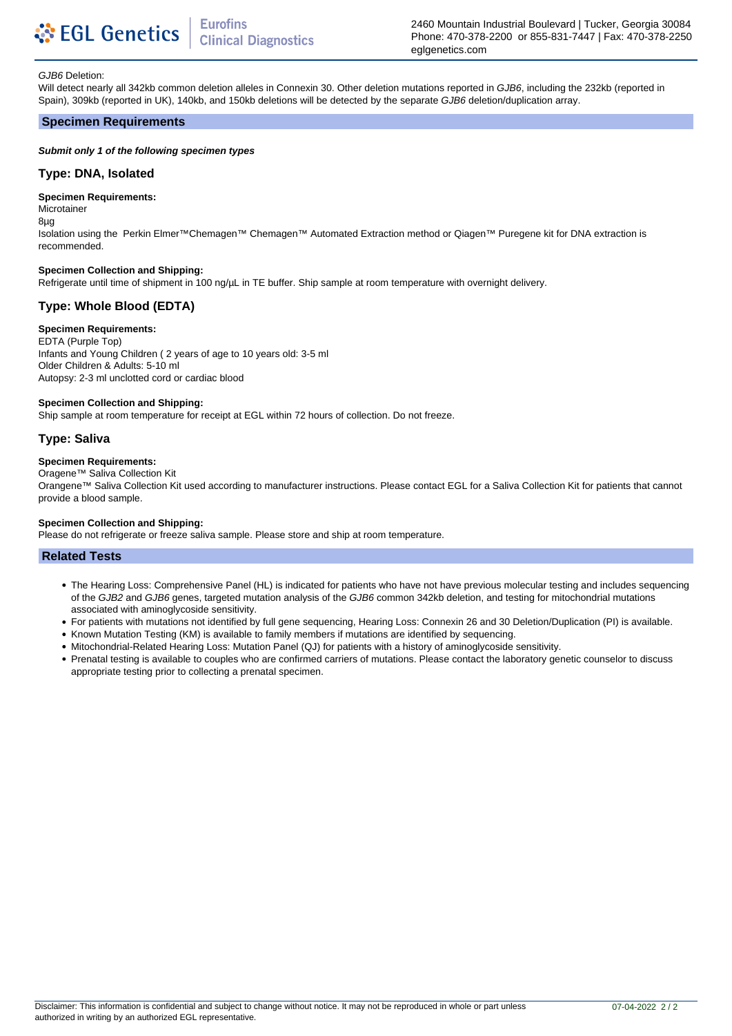*GJB6* Deletion:

Will detect nearly all 342kb common deletion alleles in Connexin 30. Other deletion mutations reported in *GJB6*, including the 232kb (reported in Spain), 309kb (reported in UK), 140kb, and 150kb deletions will be detected by the separate *GJB6* deletion/duplication array.

## Specimen Requirements

***Submit only 1 of the following specimen types***

### Type: DNA, Isolated

**Specimen Requirements:**

Microtainer

8µg

Isolation using the Perkin Elmer™Chemagen™ Chemagen™ Automated Extraction method or Qiagen™ Puregene kit for DNA extraction is recommended.

**Specimen Collection and Shipping:**

Refrigerate until time of shipment in 100 ng/µL in TE buffer. Ship sample at room temperature with overnight delivery.

### Type: Whole Blood (EDTA)

**Specimen Requirements:**

EDTA (Purple Top)

Infants and Young Children ( 2 years of age to 10 years old: 3-5 ml

Older Children & Adults: 5-10 ml

Autopsy: 2-3 ml unclotted cord or cardiac blood

**Specimen Collection and Shipping:**

Ship sample at room temperature for receipt at EGL within 72 hours of collection. Do not freeze.

### Type: Saliva

**Specimen Requirements:**

Oragene™ Saliva Collection Kit

Orangene™ Saliva Collection Kit used according to manufacturer instructions. Please contact EGL for a Saliva Collection Kit for patients that cannot provide a blood sample.

**Specimen Collection and Shipping:**

Please do not refrigerate or freeze saliva sample. Please store and ship at room temperature.

## Related Tests

- The Hearing Loss: Comprehensive Panel (HL) is indicated for patients who have not have previous molecular testing and includes sequencing of the *GJB2* and *GJB6* genes, targeted mutation analysis of the *GJB6* common 342kb deletion, and testing for mitochondrial mutations associated with aminoglycoside sensitivity.
- For patients with mutations not identified by full gene sequencing, Hearing Loss: Connexin 26 and 30 Deletion/Duplication (PI) is available.
- Known Mutation Testing (KM) is available to family members if mutations are identified by sequencing.
- Mitochondrial-Related Hearing Loss: Mutation Panel (QJ) for patients with a history of aminoglycoside sensitivity.
- Prenatal testing is available to couples who are confirmed carriers of mutations. Please contact the laboratory genetic counselor to discuss appropriate testing prior to collecting a prenatal specimen.